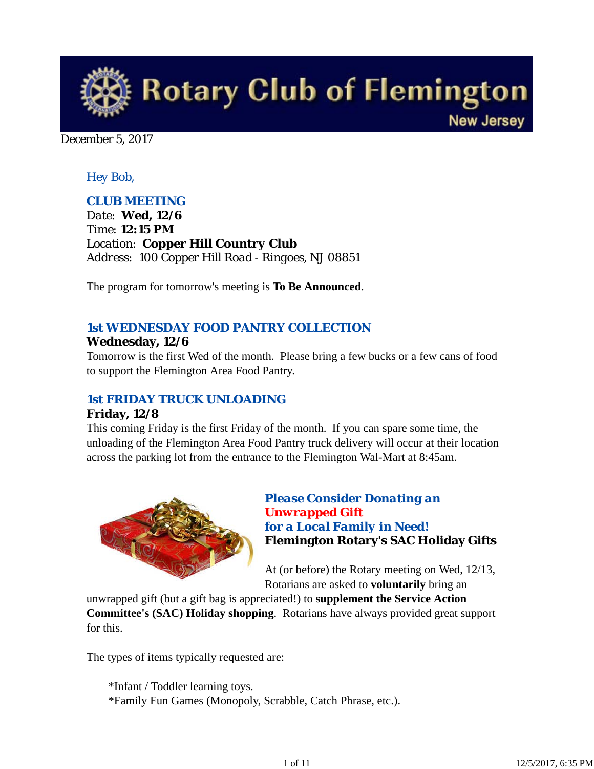# Rotary Club of Flemington

New Jersey

December 5, 2017

*Hey Bob,*

**CLUB MEETING**

Date: **Wed, 12/6**
Time: **12:15 PM**
Location: **Copper Hill Country Club**
Address: 100 Copper Hill Road - Ringoes, NJ 08851

The program for tomorrow's meeting is **To Be Announced**.

## 1st WEDNESDAY FOOD PANTRY COLLECTION

**Wednesday, 12/6**

Tomorrow is the first Wed of the month. Please bring a few bucks or a few cans of food to support the Flemington Area Food Pantry.

## 1st FRIDAY TRUCK UNLOADING

**Friday, 12/8**

This coming Friday is the first Friday of the month. If you can spare some time, the unloading of the Flemington Area Food Pantry truck delivery will occur at their location across the parking lot from the entrance to the Flemington Wal-Mart at 8:45am.

## *Please Consider Donating an Unwrapped Gift for a Local Family in Need!*

**Flemington Rotary's SAC Holiday Gifts**

At (or before) the Rotary meeting on Wed, 12/13, Rotarians are asked to **voluntarily** bring an unwrapped gift (but a gift bag is appreciated!) to **supplement the Service Action Committee's (SAC) Holiday shopping**. Rotarians have always provided great support for this.

The types of items typically requested are:

*Infant / Toddler learning toys.
*Family Fun Games (Monopoly, Scrabble, Catch Phrase, etc.).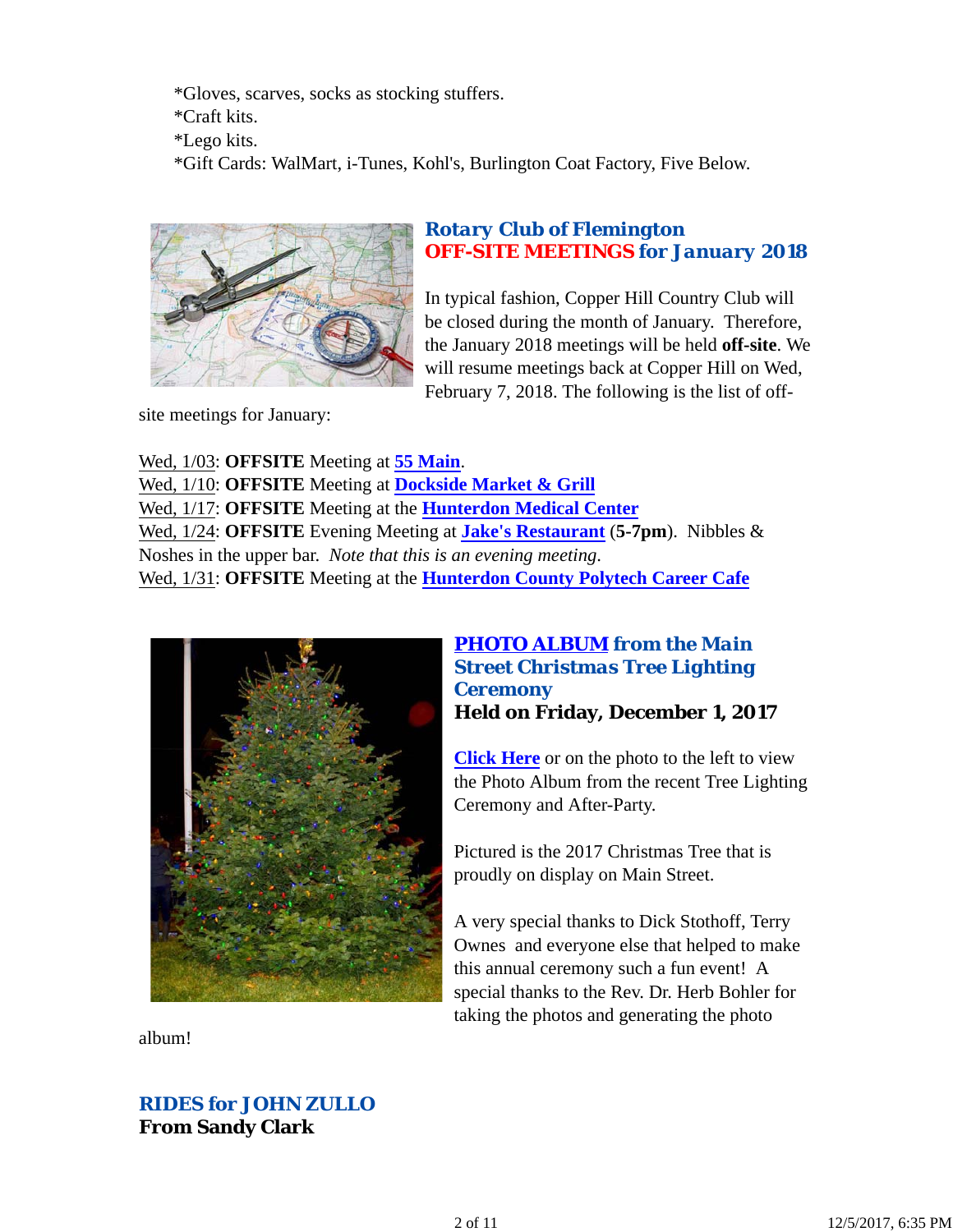*Gloves, scarves, socks as stocking stuffers.
*Craft kits.
*Lego kits.
*Gift Cards: WalMart, i-Tunes, Kohl's, Burlington Coat Factory, Five Below.

## Rotary Club of Flemington
## OFF-SITE MEETINGS for January 2018

In typical fashion, Copper Hill Country Club will be closed during the month of January. Therefore, the January 2018 meetings will be held **off-site**. We will resume meetings back at Copper Hill on Wed, February 7, 2018. The following is the list of off-site meetings for January:

Wed, 1/03: **OFFSITE** Meeting at **55 Main**.
Wed, 1/10: **OFFSITE** Meeting at **Dockside Market & Grill**
Wed, 1/17: **OFFSITE** Meeting at the **Hunterdon Medical Center**
Wed, 1/24: **OFFSITE** Evening Meeting at **Jake's Restaurant** (**5-7pm**). Nibbles & Noshes in the upper bar. *Note that this is an evening meeting.*
Wed, 1/31: **OFFSITE** Meeting at the **Hunterdon County Polytech Career Cafe**

## PHOTO ALBUM from the Main Street Christmas Tree Lighting Ceremony
### Held on Friday, December 1, 2017

**Click Here** or on the photo to the left to view the Photo Album from the recent Tree Lighting Ceremony and After-Party.

Pictured is the 2017 Christmas Tree that is proudly on display on Main Street.

A very special thanks to Dick Stothoff, Terry Ownes and everyone else that helped to make this annual ceremony such a fun event! A special thanks to the Rev. Dr. Herb Bohler for taking the photos and generating the photo album!

## RIDES for JOHN ZULLO
### From Sandy Clark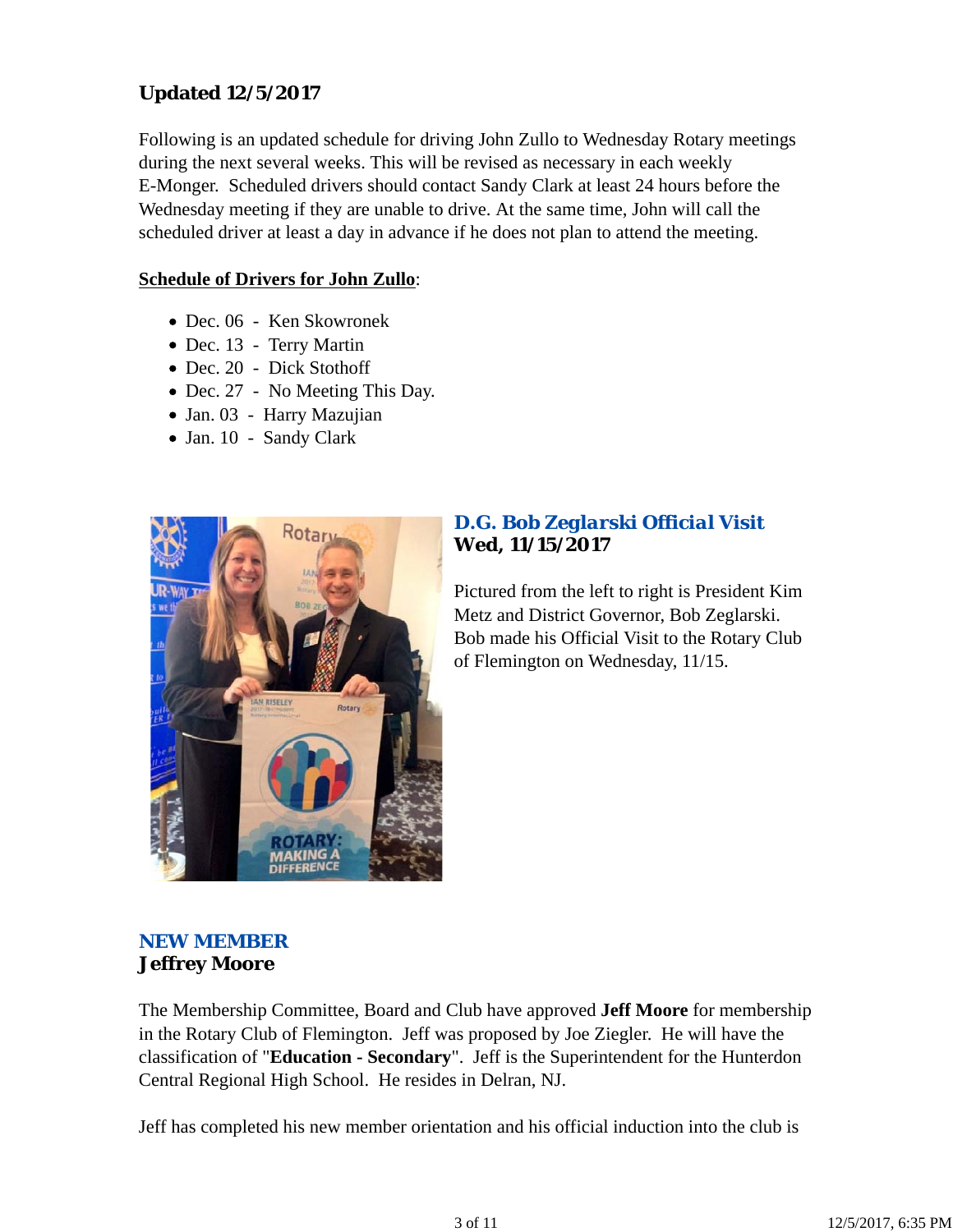### Updated 12/5/2017

Following is an updated schedule for driving John Zullo to Wednesday Rotary meetings during the next several weeks. This will be revised as necessary in each weekly E-Monger. Scheduled drivers should contact Sandy Clark at least 24 hours before the Wednesday meeting if they are unable to drive. At the same time, John will call the scheduled driver at least a day in advance if he does not plan to attend the meeting.

**Schedule of Drivers for John Zullo**:

- Dec. 06 - Ken Skowronek
- Dec. 13 - Terry Martin
- Dec. 20 - Dick Stothoff
- Dec. 27 - No Meeting This Day.
- Jan. 03 - Harry Mazujian
- Jan. 10 - Sandy Clark

### *D.G. Bob Zeglarski Official Visit*
**Wed, 11/15/2017**

Pictured from the left to right is President Kim Metz and District Governor, Bob Zeglarski. Bob made his Official Visit to the Rotary Club of Flemington on Wednesday, 11/15.

### NEW MEMBER
**Jeffrey Moore**

The Membership Committee, Board and Club have approved **Jeff Moore** for membership in the Rotary Club of Flemington. Jeff was proposed by Joe Ziegler. He will have the classification of "**Education - Secondary**". Jeff is the Superintendent for the Hunterdon Central Regional High School. He resides in Delran, NJ.

Jeff has completed his new member orientation and his official induction into the club is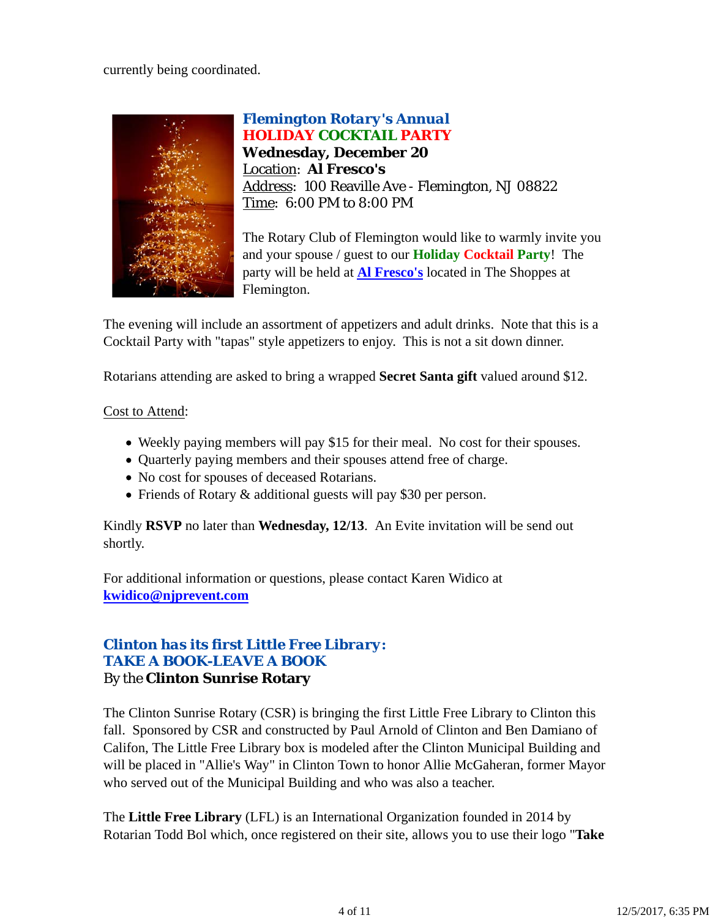currently being coordinated.

## Flemington Rotary's Annual HOLIDAY COCKTAIL PARTY

**Wednesday, December 20**
Location: **Al Fresco's**
Address: 100 Reaville Ave - Flemington, NJ 08822
Time: 6:00 PM to 8:00 PM

The Rotary Club of Flemington would like to warmly invite you and your spouse / guest to our **Holiday Cocktail Party**! The party will be held at **Al Fresco's** located in The Shoppes at Flemington.

The evening will include an assortment of appetizers and adult drinks. Note that this is a Cocktail Party with "tapas" style appetizers to enjoy. This is not a sit down dinner.

Rotarians attending are asked to bring a wrapped **Secret Santa gift** valued around $12.

Cost to Attend:

- Weekly paying members will pay $15 for their meal. No cost for their spouses.
- Quarterly paying members and their spouses attend free of charge.
- No cost for spouses of deceased Rotarians.
- Friends of Rotary & additional guests will pay $30 per person.

Kindly **RSVP** no later than **Wednesday, 12/13**. An Evite invitation will be send out shortly.

For additional information or questions, please contact Karen Widico at **kwidico@njprevent.com**

## Clinton has its first Little Free Library: TAKE A BOOK-LEAVE A BOOK

By the **Clinton Sunrise Rotary**

The Clinton Sunrise Rotary (CSR) is bringing the first Little Free Library to Clinton this fall. Sponsored by CSR and constructed by Paul Arnold of Clinton and Ben Damiano of Califon, The Little Free Library box is modeled after the Clinton Municipal Building and will be placed in "Allie's Way" in Clinton Town to honor Allie McGaheran, former Mayor who served out of the Municipal Building and who was also a teacher.

The **Little Free Library** (LFL) is an International Organization founded in 2014 by Rotarian Todd Bol which, once registered on their site, allows you to use their logo "**Take**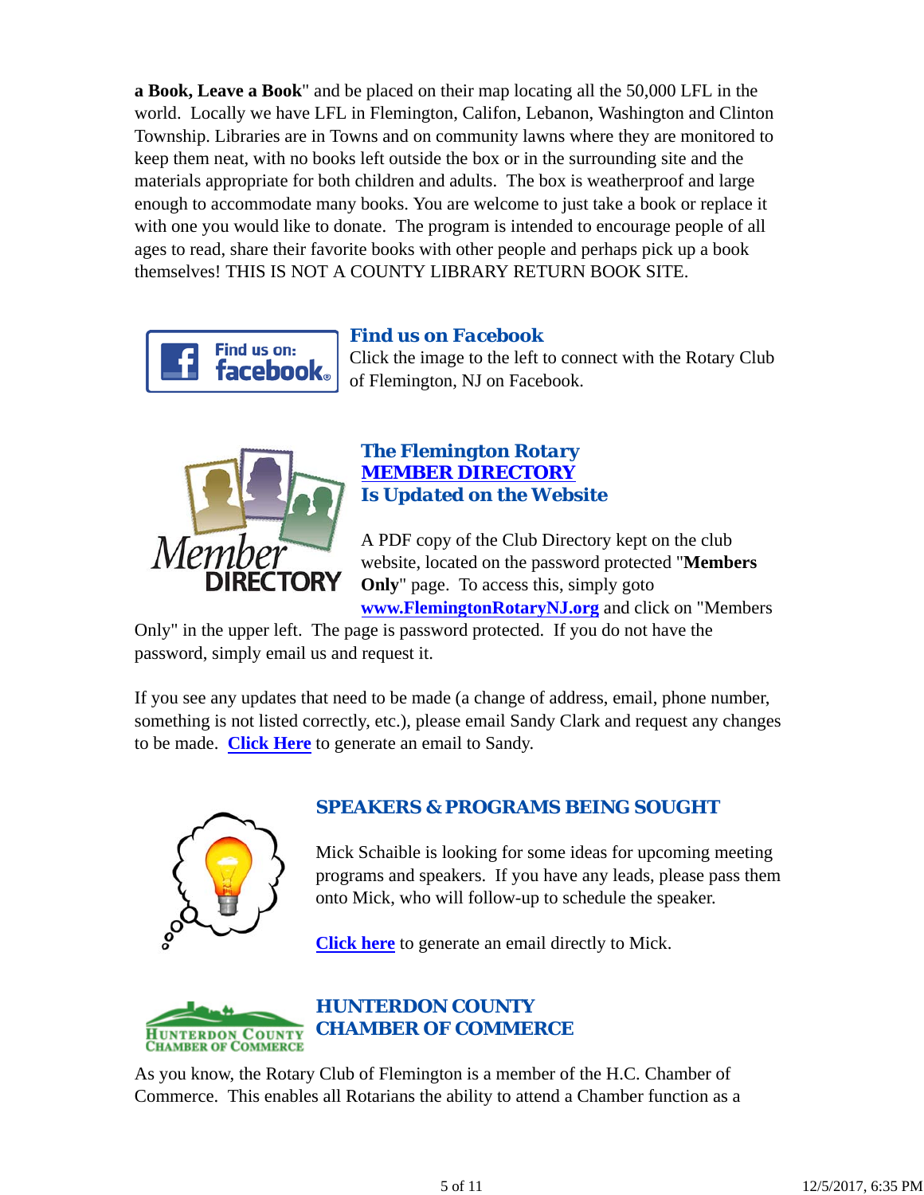**a Book, Leave a Book**" and be placed on their map locating all the 50,000 LFL in the world. Locally we have LFL in Flemington, Califon, Lebanon, Washington and Clinton Township. Libraries are in Towns and on community lawns where they are monitored to keep them neat, with no books left outside the box or in the surrounding site and the materials appropriate for both children and adults. The box is weatherproof and large enough to accommodate many books. You are welcome to just take a book or replace it with one you would like to donate. The program is intended to encourage people of all ages to read, share their favorite books with other people and perhaps pick up a book themselves! THIS IS NOT A COUNTY LIBRARY RETURN BOOK SITE.

### *Find us on Facebook*

Click the image to the left to connect with the Rotary Club of Flemington, NJ on Facebook.

### *The Flemington Rotary MEMBER DIRECTORY Is Updated on the Website*

A PDF copy of the Club Directory kept on the club website, located on the password protected "**Members Only**" page. To access this, simply goto **www.FlemingtonRotaryNJ.org** and click on "Members Only" in the upper left. The page is password protected. If you do not have the password, simply email us and request it.

If you see any updates that need to be made (a change of address, email, phone number, something is not listed correctly, etc.), please email Sandy Clark and request any changes to be made. **Click Here** to generate an email to Sandy.

### SPEAKERS & PROGRAMS BEING SOUGHT

Mick Schaible is looking for some ideas for upcoming meeting programs and speakers. If you have any leads, please pass them onto Mick, who will follow-up to schedule the speaker.

**Click here** to generate an email directly to Mick.

### HUNTERDON COUNTY CHAMBER OF COMMERCE

As you know, the Rotary Club of Flemington is a member of the H.C. Chamber of Commerce. This enables all Rotarians the ability to attend a Chamber function as a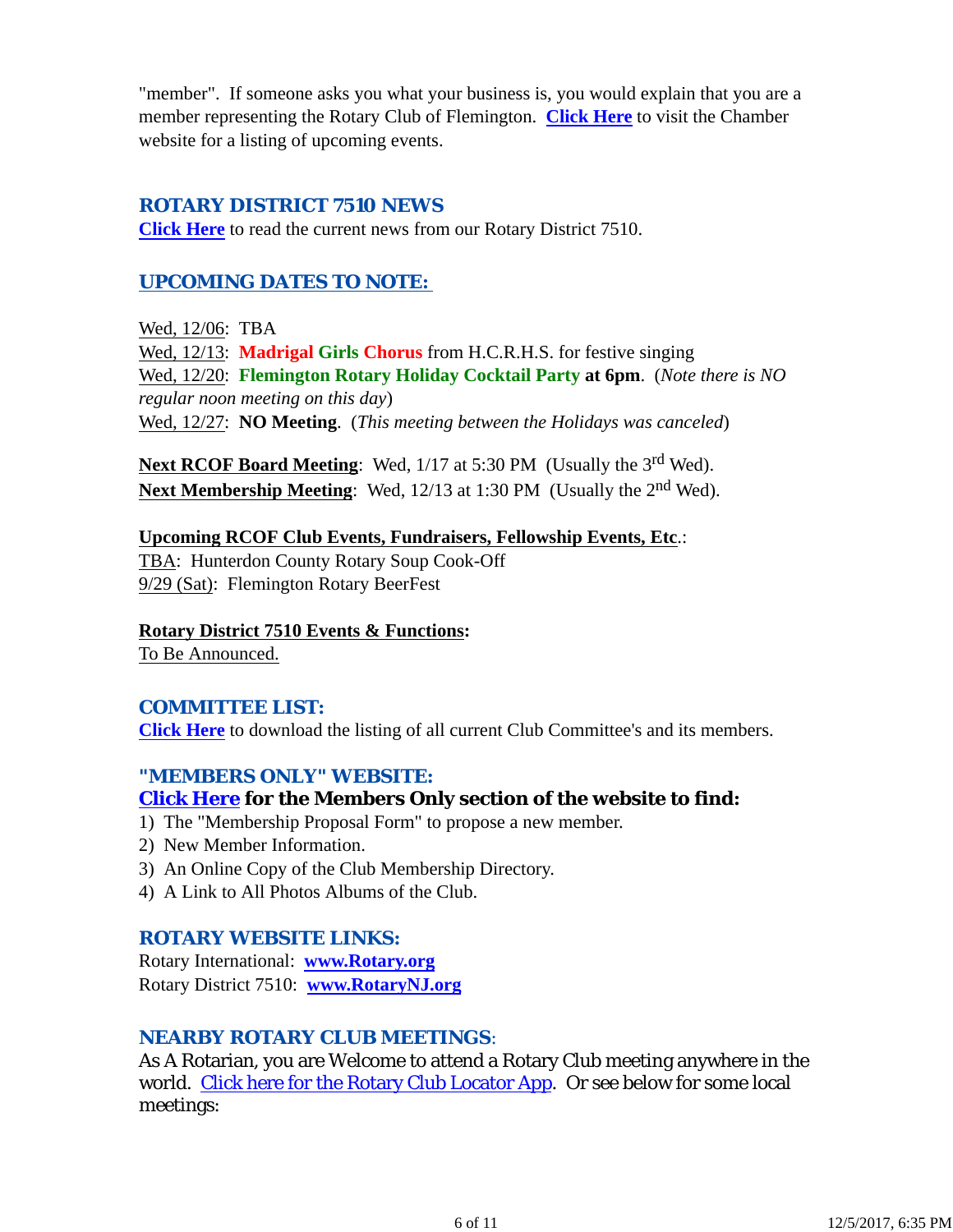"member". If someone asks you what your business is, you would explain that you are a member representing the Rotary Club of Flemington. **Click Here** to visit the Chamber website for a listing of upcoming events.

## ROTARY DISTRICT 7510 NEWS

**Click Here** to read the current news from our Rotary District 7510.

## UPCOMING DATES TO NOTE:

Wed, 12/06: TBA
Wed, 12/13: **Madrigal Girls Chorus** from H.C.R.H.S. for festive singing
Wed, 12/20: **Flemington Rotary Holiday Cocktail Party at 6pm**. (*Note there is NO regular noon meeting on this day*)
Wed, 12/27: **NO Meeting**. (*This meeting between the Holidays was canceled*)

**Next RCOF Board Meeting**: Wed, 1/17 at 5:30 PM (Usually the 3rd Wed).
**Next Membership Meeting**: Wed, 12/13 at 1:30 PM (Usually the 2nd Wed).

**Upcoming RCOF Club Events, Fundraisers, Fellowship Events, Etc.**:
TBA: Hunterdon County Rotary Soup Cook-Off
9/29 (Sat): Flemington Rotary BeerFest

**Rotary District 7510 Events & Functions:**
To Be Announced.

## COMMITTEE LIST:

**Click Here** to download the listing of all current Club Committee's and its members.

## "MEMBERS ONLY" WEBSITE:

**Click Here for the Members Only section of the website to find:**

1) The "Membership Proposal Form" to propose a new member.
2) New Member Information.
3) An Online Copy of the Club Membership Directory.
4) A Link to All Photos Albums of the Club.

## ROTARY WEBSITE LINKS:

Rotary International: **www.Rotary.org**
Rotary District 7510: **www.RotaryNJ.org**

## NEARBY ROTARY CLUB MEETINGS:

As A Rotarian, you are Welcome to attend a Rotary Club meeting anywhere in the world. Click here for the Rotary Club Locator App. Or see below for some local meetings: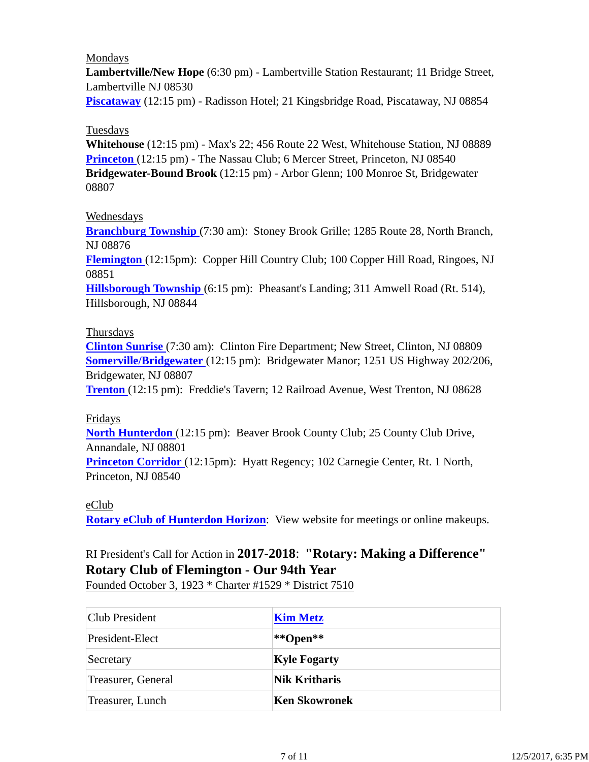Mondays

**Lambertville/New Hope** (6:30 pm) - Lambertville Station Restaurant; 11 Bridge Street, Lambertville NJ 08530

**Piscataway** (12:15 pm) - Radisson Hotel; 21 Kingsbridge Road, Piscataway, NJ 08854

Tuesdays

**Whitehouse** (12:15 pm) - Max's 22; 456 Route 22 West, Whitehouse Station, NJ 08889

**Princeton** (12:15 pm) - The Nassau Club; 6 Mercer Street, Princeton, NJ 08540

**Bridgewater-Bound Brook** (12:15 pm) - Arbor Glenn; 100 Monroe St, Bridgewater 08807

Wednesdays

**Branchburg Township** (7:30 am): Stoney Brook Grille; 1285 Route 28, North Branch, NJ 08876

**Flemington** (12:15pm): Copper Hill Country Club; 100 Copper Hill Road, Ringoes, NJ 08851

**Hillsborough Township** (6:15 pm): Pheasant's Landing; 311 Amwell Road (Rt. 514), Hillsborough, NJ 08844

Thursdays

**Clinton Sunrise** (7:30 am): Clinton Fire Department; New Street, Clinton, NJ 08809

**Somerville/Bridgewater** (12:15 pm): Bridgewater Manor; 1251 US Highway 202/206, Bridgewater, NJ 08807

**Trenton** (12:15 pm): Freddie's Tavern; 12 Railroad Avenue, West Trenton, NJ 08628

Fridays

**North Hunterdon** (12:15 pm): Beaver Brook County Club; 25 County Club Drive, Annandale, NJ 08801

**Princeton Corridor** (12:15pm): Hyatt Regency; 102 Carnegie Center, Rt. 1 North, Princeton, NJ 08540

eClub

**Rotary eClub of Hunterdon Horizon**: View website for meetings or online makeups.

RI President's Call for Action in **2017-2018**: **"Rotary: Making a Difference"**

**Rotary Club of Flemington - Our 94th Year**

Founded October 3, 1923 * Charter #1529 * District 7510

| Club President | **Kim Metz** |
|---|---|
| President-Elect | **\*\*Open\*\*** |
| Secretary | **Kyle Fogarty** |
| Treasurer, General | **Nik Kritharis** |
| Treasurer, Lunch | **Ken Skowronek** |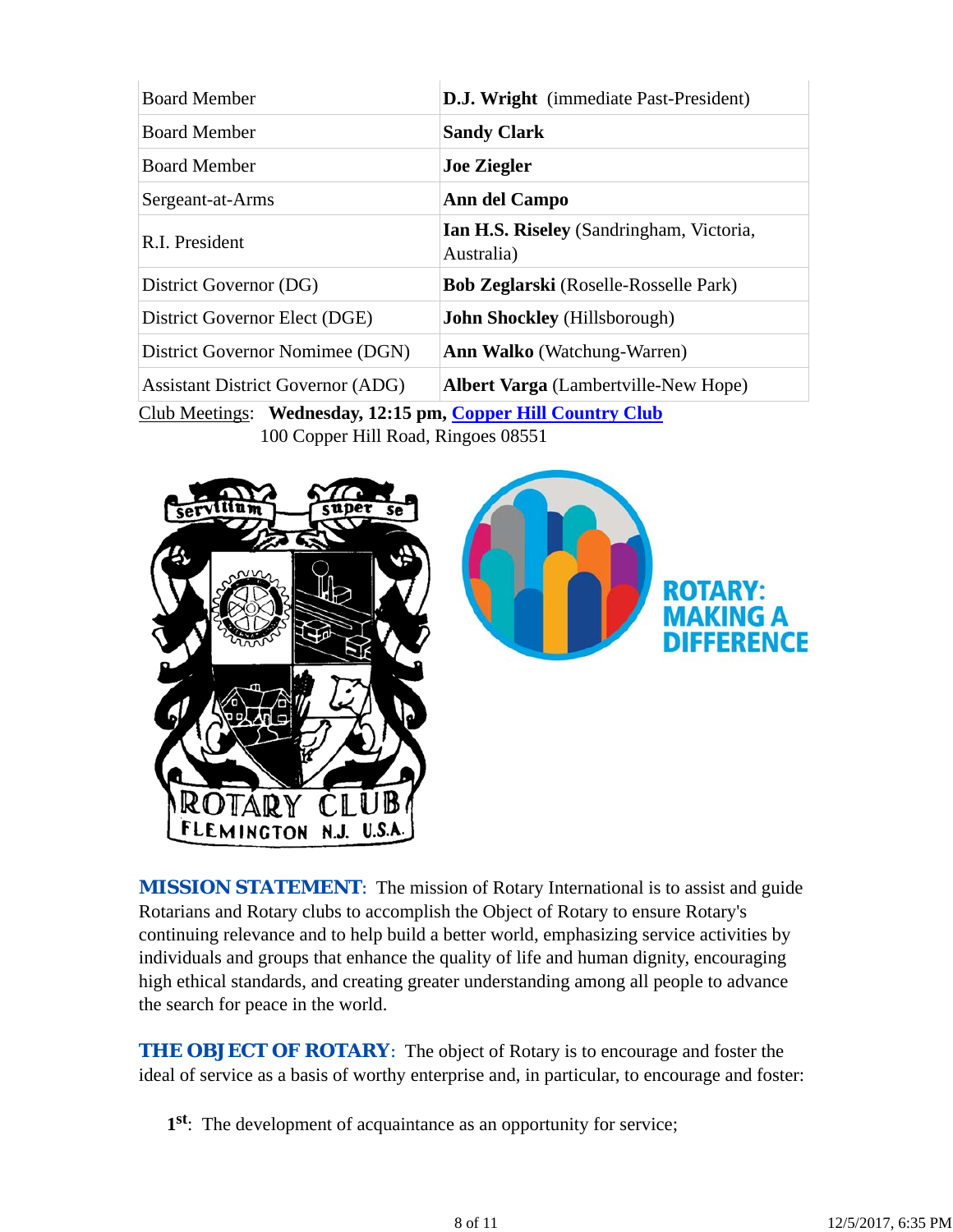| | |
|---|---|
| Board Member | **D.J. Wright** (immediate Past-President) |
| Board Member | **Sandy Clark** |
| Board Member | **Joe Ziegler** |
| Sergeant-at-Arms | **Ann del Campo** |
| R.I. President | **Ian H.S. Riseley** (Sandringham, Victoria, Australia) |
| District Governor (DG) | **Bob Zeglarski** (Roselle-Rosselle Park) |
| District Governor Elect (DGE) | **John Shockley** (Hillsborough) |
| District Governor Nominee (DGN) | **Ann Walko** (Watchung-Warren) |
| Assistant District Governor (ADG) | **Albert Varga** (Lambertville-New Hope) |

Club Meetings: **Wednesday, 12:15 pm, Copper Hill Country Club**
100 Copper Hill Road, Ringoes 08551

***MISSION STATEMENT***: The mission of Rotary International is to assist and guide Rotarians and Rotary clubs to accomplish the Object of Rotary to ensure Rotary's continuing relevance and to help build a better world, emphasizing service activities by individuals and groups that enhance the quality of life and human dignity, encouraging high ethical standards, and creating greater understanding among all people to advance the search for peace in the world.

***THE OBJECT OF ROTARY***: The object of Rotary is to encourage and foster the ideal of service as a basis of worthy enterprise and, in particular, to encourage and foster:

**1st**: The development of acquaintance as an opportunity for service;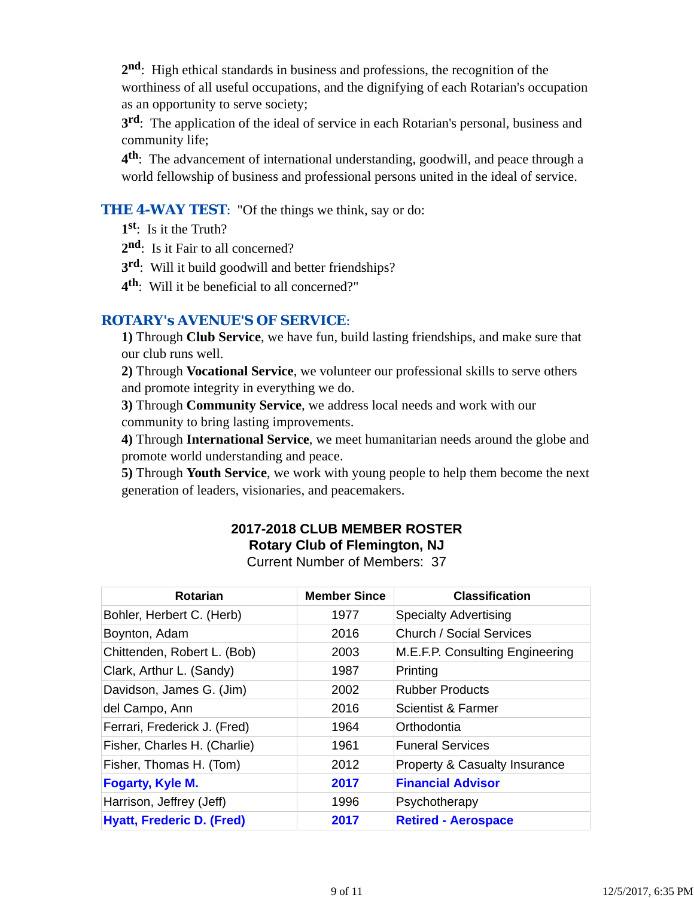**2nd**: High ethical standards in business and professions, the recognition of the worthiness of all useful occupations, and the dignifying of each Rotarian's occupation as an opportunity to serve society;

**3rd**: The application of the ideal of service in each Rotarian's personal, business and community life;

**4th**: The advancement of international understanding, goodwill, and peace through a world fellowship of business and professional persons united in the ideal of service.

**THE 4-WAY TEST**: "Of the things we think, say or do:

**1st**: Is it the Truth?

**2nd**: Is it Fair to all concerned?

**3rd**: Will it build goodwill and better friendships?

**4th**: Will it be beneficial to all concerned?"

## ROTARY's AVENUE'S OF SERVICE:

**1)** Through **Club Service**, we have fun, build lasting friendships, and make sure that our club runs well.

**2)** Through **Vocational Service**, we volunteer our professional skills to serve others and promote integrity in everything we do.

**3)** Through **Community Service**, we address local needs and work with our community to bring lasting improvements.

**4)** Through **International Service**, we meet humanitarian needs around the globe and promote world understanding and peace.

**5)** Through **Youth Service**, we work with young people to help them become the next generation of leaders, visionaries, and peacemakers.

## 2017-2018 CLUB MEMBER ROSTER
## Rotary Club of Flemington, NJ

Current Number of Members: 37

| Rotarian | Member Since | Classification |
|---|---|---|
| Bohler, Herbert C. (Herb) | 1977 | Specialty Advertising |
| Boynton, Adam | 2016 | Church / Social Services |
| Chittenden, Robert L. (Bob) | 2003 | M.E.F.P. Consulting Engineering |
| Clark, Arthur L. (Sandy) | 1987 | Printing |
| Davidson, James G. (Jim) | 2002 | Rubber Products |
| del Campo, Ann | 2016 | Scientist & Farmer |
| Ferrari, Frederick J. (Fred) | 1964 | Orthodontia |
| Fisher, Charles H. (Charlie) | 1961 | Funeral Services |
| Fisher, Thomas H. (Tom) | 2012 | Property & Casualty Insurance |
| **Fogarty, Kyle M.** | **2017** | **Financial Advisor** |
| Harrison, Jeffrey (Jeff) | 1996 | Psychotherapy |
| **Hyatt, Frederic D. (Fred)** | **2017** | **Retired - Aerospace** |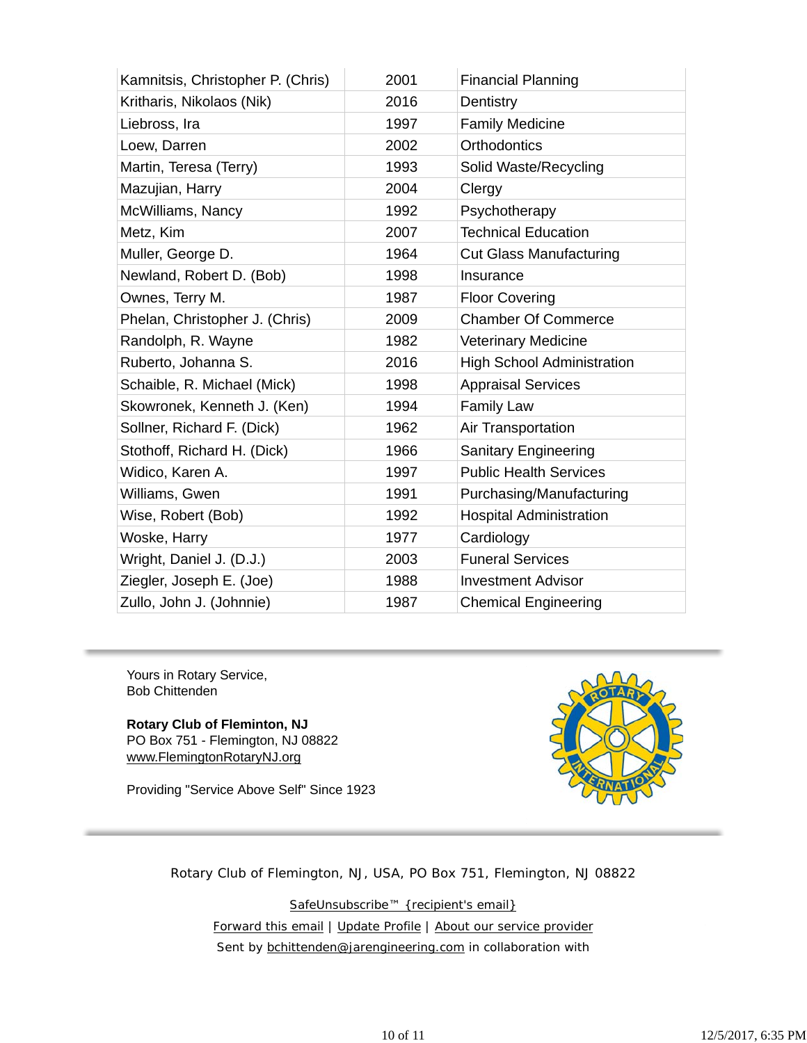| | | |
|---|---|---|
| Kamnitsis, Christopher P. (Chris) | 2001 | Financial Planning |
| Kritharis, Nikolaos (Nik) | 2016 | Dentistry |
| Liebross, Ira | 1997 | Family Medicine |
| Loew, Darren | 2002 | Orthodontics |
| Martin, Teresa (Terry) | 1993 | Solid Waste/Recycling |
| Mazujian, Harry | 2004 | Clergy |
| McWilliams, Nancy | 1992 | Psychotherapy |
| Metz, Kim | 2007 | Technical Education |
| Muller, George D. | 1964 | Cut Glass Manufacturing |
| Newland, Robert D. (Bob) | 1998 | Insurance |
| Ownes, Terry M. | 1987 | Floor Covering |
| Phelan, Christopher J. (Chris) | 2009 | Chamber Of Commerce |
| Randolph, R. Wayne | 1982 | Veterinary Medicine |
| Ruberto, Johanna S. | 2016 | High School Administration |
| Schaible, R. Michael (Mick) | 1998 | Appraisal Services |
| Skowronek, Kenneth J. (Ken) | 1994 | Family Law |
| Sollner, Richard F. (Dick) | 1962 | Air Transportation |
| Stothoff, Richard H. (Dick) | 1966 | Sanitary Engineering |
| Widico, Karen A. | 1997 | Public Health Services |
| Williams, Gwen | 1991 | Purchasing/Manufacturing |
| Wise, Robert (Bob) | 1992 | Hospital Administration |
| Woske, Harry | 1977 | Cardiology |
| Wright, Daniel J. (D.J.) | 2003 | Funeral Services |
| Ziegler, Joseph E. (Joe) | 1988 | Investment Advisor |
| Zullo, John J. (Johnnie) | 1987 | Chemical Engineering |

Yours in Rotary Service,
Bob Chittenden

**Rotary Club of Fleminton, NJ**
PO Box 751 - Flemington, NJ 08822
www.FlemingtonRotaryNJ.org

Providing "Service Above Self" Since 1923

Rotary Club of Flemington, NJ, USA, PO Box 751, Flemington, NJ 08822

SafeUnsubscribe™ {recipient's email}

Forward this email | Update Profile | About our service provider

Sent by bchittenden@jarengineering.com in collaboration with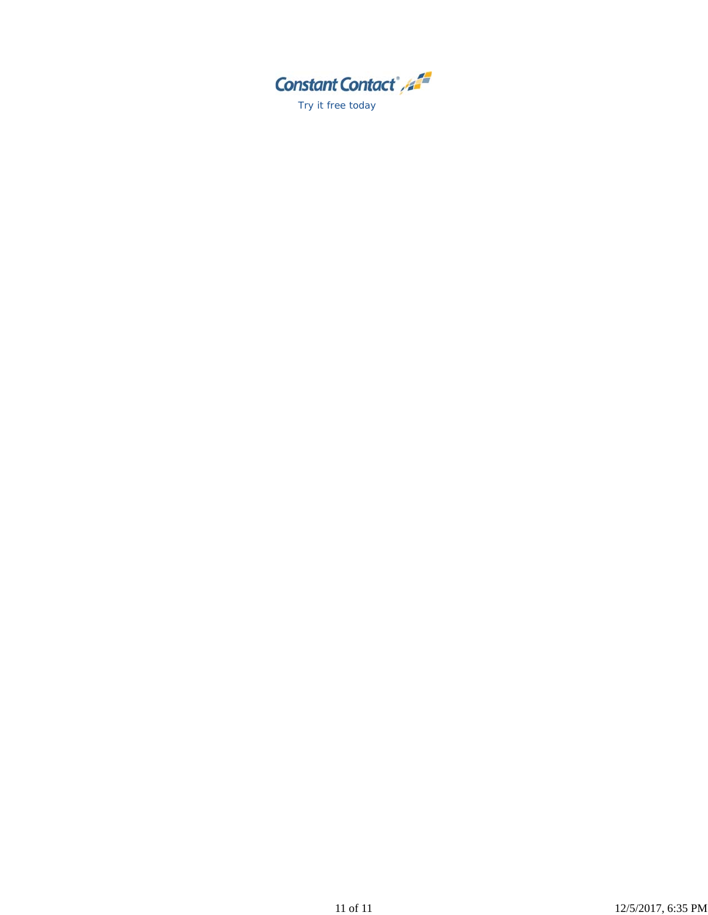Constant Contact®

Try it free today